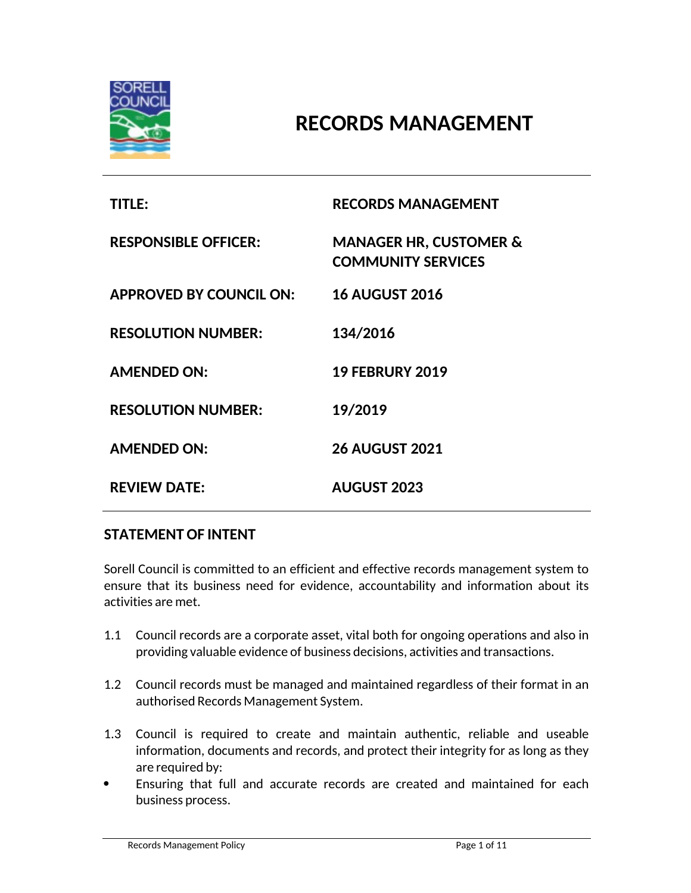# RECORDS MANAGEMENT

| | |
|---|---|
| **TITLE:** | **RECORDS MANAGEMENT** |
| **RESPONSIBLE OFFICER:** | **MANAGER HR, CUSTOMER & COMMUNITY SERVICES** |
| **APPROVED BY COUNCIL ON:** | **16 AUGUST 2016** |
| **RESOLUTION NUMBER:** | **134/2016** |
| **AMENDED ON:** | **19 FEBRURY 2019** |
| **RESOLUTION NUMBER:** | **19/2019** |
| **AMENDED ON:** | **26 AUGUST 2021** |
| **REVIEW DATE:** | **AUGUST 2023** |

## STATEMENT OF INTENT

Sorell Council is committed to an efficient and effective records management system to ensure that its business need for evidence, accountability and information about its activities are met.

1.1 Council records are a corporate asset, vital both for ongoing operations and also in providing valuable evidence of business decisions, activities and transactions.

1.2 Council records must be managed and maintained regardless of their format in an authorised Records Management System.

1.3 Council is required to create and maintain authentic, reliable and useable information, documents and records, and protect their integrity for as long as they are required by:

- Ensuring that full and accurate records are created and maintained for each business process.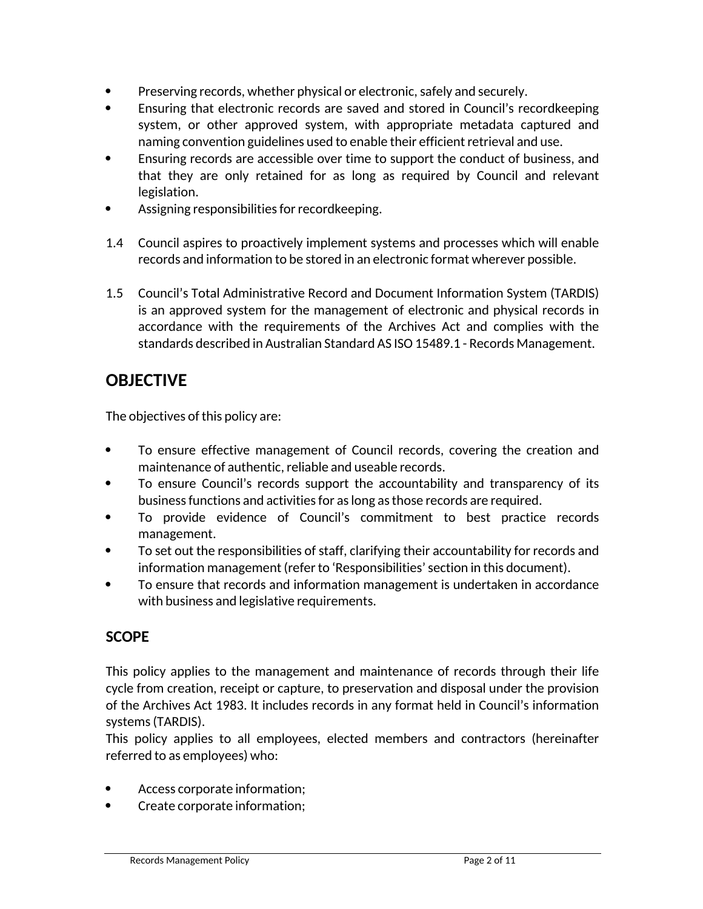- Preserving records, whether physical or electronic, safely and securely.
- Ensuring that electronic records are saved and stored in Council's recordkeeping system, or other approved system, with appropriate metadata captured and naming convention guidelines used to enable their efficient retrieval and use.
- Ensuring records are accessible over time to support the conduct of business, and that they are only retained for as long as required by Council and relevant legislation.
- Assigning responsibilities for recordkeeping.

1.4 Council aspires to proactively implement systems and processes which will enable records and information to be stored in an electronic format wherever possible.

1.5 Council's Total Administrative Record and Document Information System (TARDIS) is an approved system for the management of electronic and physical records in accordance with the requirements of the Archives Act and complies with the standards described in Australian Standard AS ISO 15489.1 - Records Management.

## OBJECTIVE

The objectives of this policy are:

- To ensure effective management of Council records, covering the creation and maintenance of authentic, reliable and useable records.
- To ensure Council's records support the accountability and transparency of its business functions and activities for as long as those records are required.
- To provide evidence of Council's commitment to best practice records management.
- To set out the responsibilities of staff, clarifying their accountability for records and information management (refer to 'Responsibilities' section in this document).
- To ensure that records and information management is undertaken in accordance with business and legislative requirements.

### SCOPE

This policy applies to the management and maintenance of records through their life cycle from creation, receipt or capture, to preservation and disposal under the provision of the Archives Act 1983. It includes records in any format held in Council's information systems (TARDIS).
This policy applies to all employees, elected members and contractors (hereinafter referred to as employees) who:

- Access corporate information;
- Create corporate information;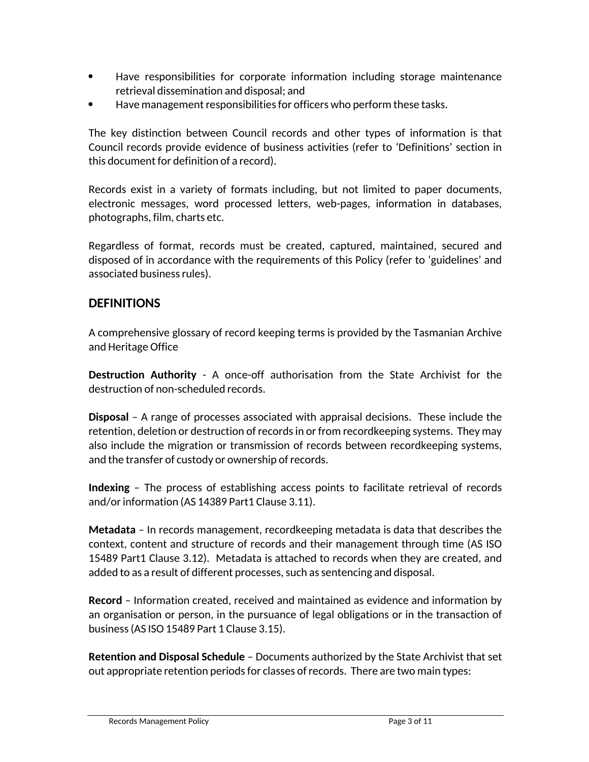- Have responsibilities for corporate information including storage maintenance retrieval dissemination and disposal; and
- Have management responsibilities for officers who perform these tasks.

The key distinction between Council records and other types of information is that Council records provide evidence of business activities (refer to 'Definitions' section in this document for definition of a record).

Records exist in a variety of formats including, but not limited to paper documents, electronic messages, word processed letters, web-pages, information in databases, photographs, film, charts etc.

Regardless of format, records must be created, captured, maintained, secured and disposed of in accordance with the requirements of this Policy (refer to 'guidelines' and associated business rules).

## DEFINITIONS

A comprehensive glossary of record keeping terms is provided by the Tasmanian Archive and Heritage Office

**Destruction Authority** - A once-off authorisation from the State Archivist for the destruction of non-scheduled records.

**Disposal** – A range of processes associated with appraisal decisions. These include the retention, deletion or destruction of records in or from recordkeeping systems. They may also include the migration or transmission of records between recordkeeping systems, and the transfer of custody or ownership of records.

**Indexing** – The process of establishing access points to facilitate retrieval of records and/or information (AS 14389 Part1 Clause 3.11).

**Metadata** – In records management, recordkeeping metadata is data that describes the context, content and structure of records and their management through time (AS ISO 15489 Part1 Clause 3.12). Metadata is attached to records when they are created, and added to as a result of different processes, such as sentencing and disposal.

**Record** – Information created, received and maintained as evidence and information by an organisation or person, in the pursuance of legal obligations or in the transaction of business (AS ISO 15489 Part 1 Clause 3.15).

**Retention and Disposal Schedule** – Documents authorized by the State Archivist that set out appropriate retention periods for classes of records. There are two main types: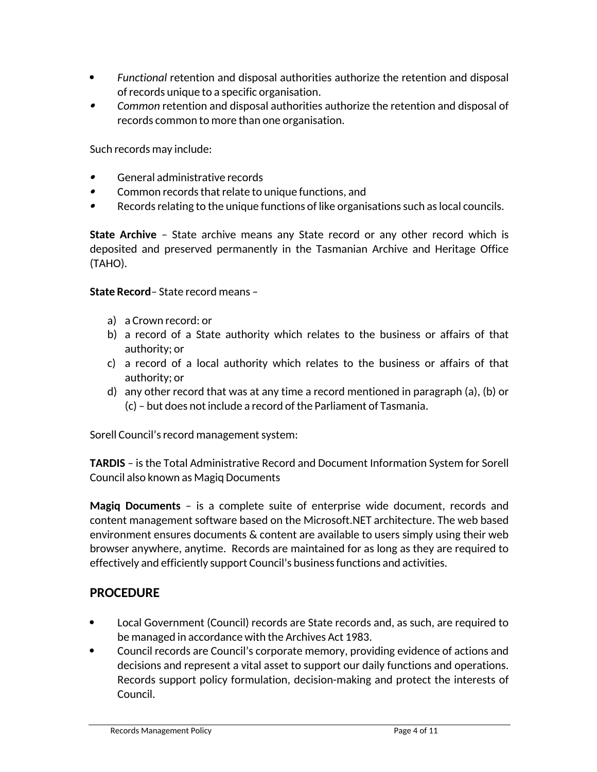- *Functional* retention and disposal authorities authorize the retention and disposal of records unique to a specific organisation.
- *Common* retention and disposal authorities authorize the retention and disposal of records common to more than one organisation.

Such records may include:

- General administrative records
- Common records that relate to unique functions, and
- Records relating to the unique functions of like organisations such as local councils.

**State Archive** – State archive means any State record or any other record which is deposited and preserved permanently in the Tasmanian Archive and Heritage Office (TAHO).

**State Record**– State record means –

a) a Crown record: or
b) a record of a State authority which relates to the business or affairs of that authority; or
c) a record of a local authority which relates to the business or affairs of that authority; or
d) any other record that was at any time a record mentioned in paragraph (a), (b) or (c) – but does not include a record of the Parliament of Tasmania.

Sorell Council's record management system:

**TARDIS** – is the Total Administrative Record and Document Information System for Sorell Council also known as Magiq Documents

**Magiq Documents** – is a complete suite of enterprise wide document, records and content management software based on the Microsoft.NET architecture. The web based environment ensures documents & content are available to users simply using their web browser anywhere, anytime. Records are maintained for as long as they are required to effectively and efficiently support Council's business functions and activities.

## PROCEDURE

- Local Government (Council) records are State records and, as such, are required to be managed in accordance with the Archives Act 1983.
- Council records are Council's corporate memory, providing evidence of actions and decisions and represent a vital asset to support our daily functions and operations. Records support policy formulation, decision-making and protect the interests of Council.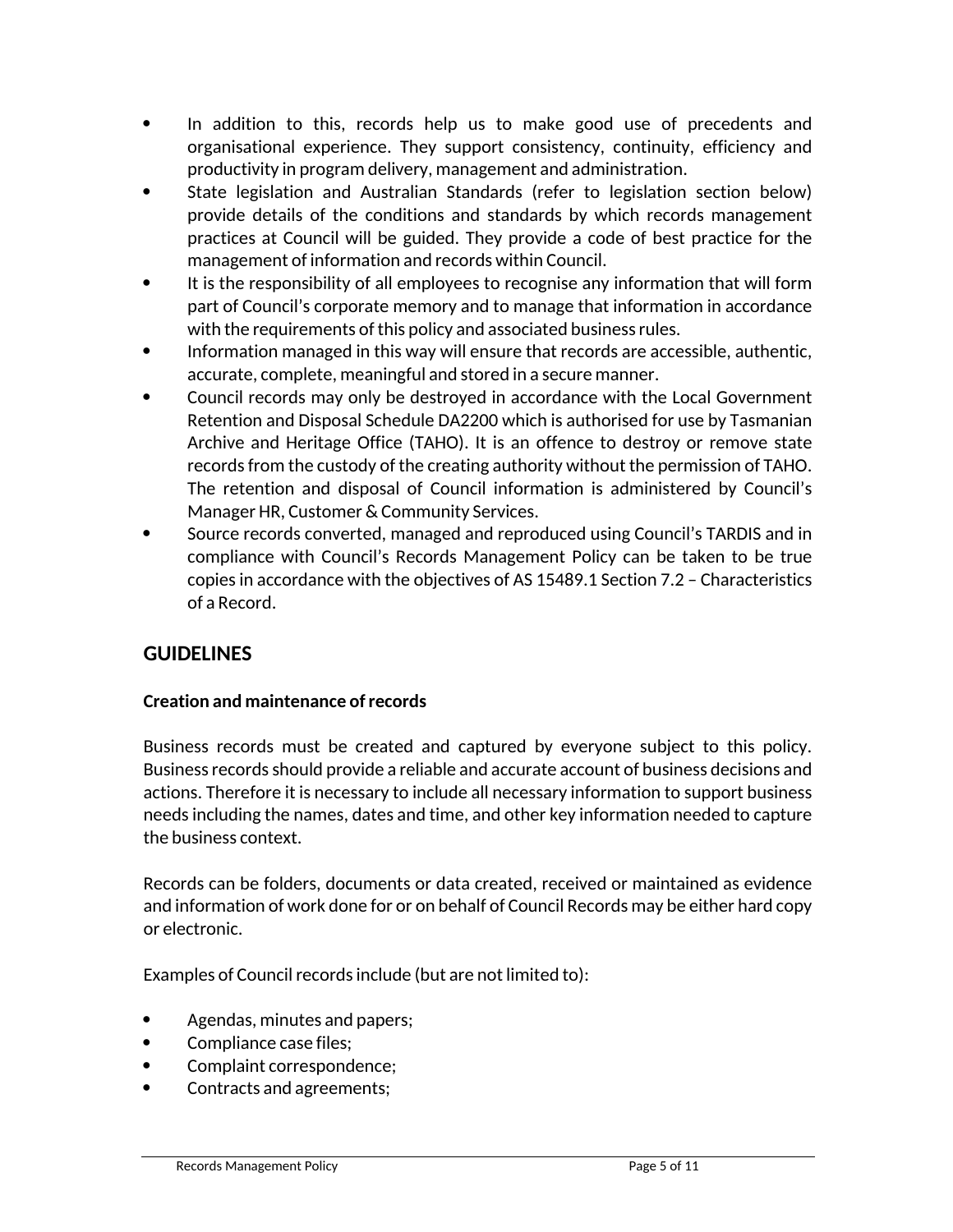- In addition to this, records help us to make good use of precedents and organisational experience. They support consistency, continuity, efficiency and productivity in program delivery, management and administration.
- State legislation and Australian Standards (refer to legislation section below) provide details of the conditions and standards by which records management practices at Council will be guided. They provide a code of best practice for the management of information and records within Council.
- It is the responsibility of all employees to recognise any information that will form part of Council's corporate memory and to manage that information in accordance with the requirements of this policy and associated business rules.
- Information managed in this way will ensure that records are accessible, authentic, accurate, complete, meaningful and stored in a secure manner.
- Council records may only be destroyed in accordance with the Local Government Retention and Disposal Schedule DA2200 which is authorised for use by Tasmanian Archive and Heritage Office (TAHO). It is an offence to destroy or remove state records from the custody of the creating authority without the permission of TAHO. The retention and disposal of Council information is administered by Council's Manager HR, Customer & Community Services.
- Source records converted, managed and reproduced using Council's TARDIS and in compliance with Council's Records Management Policy can be taken to be true copies in accordance with the objectives of AS 15489.1 Section 7.2 – Characteristics of a Record.

## GUIDELINES

### Creation and maintenance of records

Business records must be created and captured by everyone subject to this policy. Business records should provide a reliable and accurate account of business decisions and actions. Therefore it is necessary to include all necessary information to support business needs including the names, dates and time, and other key information needed to capture the business context.

Records can be folders, documents or data created, received or maintained as evidence and information of work done for or on behalf of Council Records may be either hard copy or electronic.

Examples of Council records include (but are not limited to):

- Agendas, minutes and papers;
- Compliance case files;
- Complaint correspondence;
- Contracts and agreements;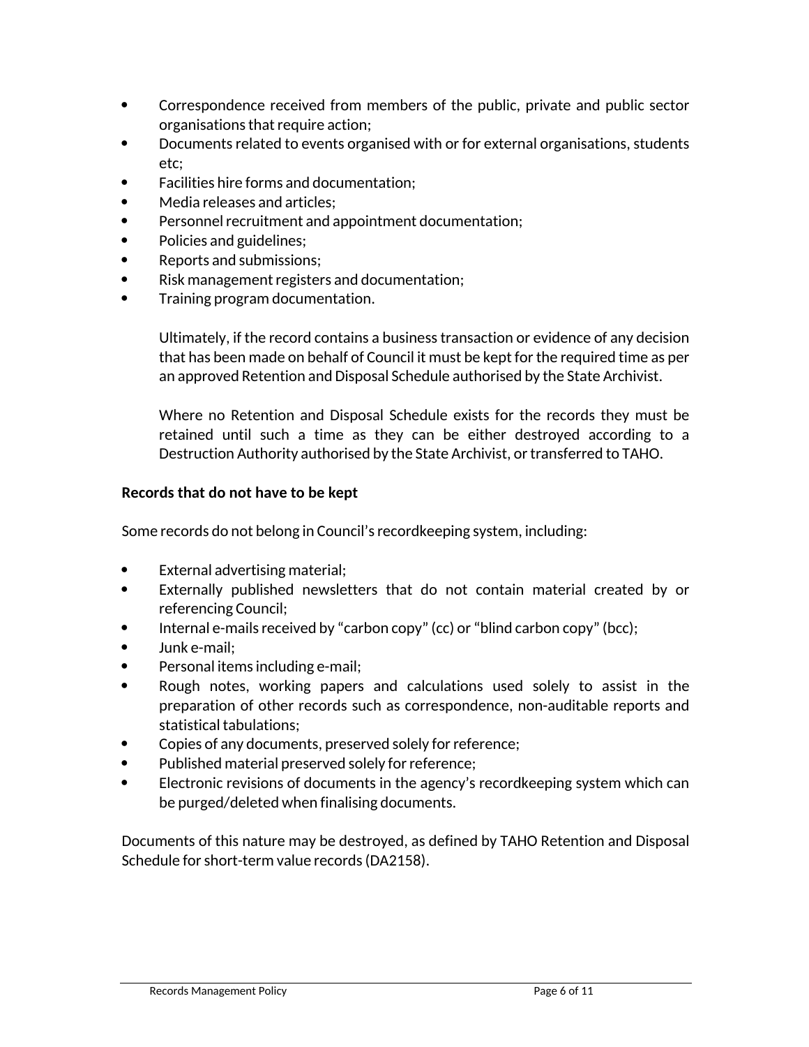- Correspondence received from members of the public, private and public sector organisations that require action;
- Documents related to events organised with or for external organisations, students etc;
- Facilities hire forms and documentation;
- Media releases and articles;
- Personnel recruitment and appointment documentation;
- Policies and guidelines;
- Reports and submissions;
- Risk management registers and documentation;
- Training program documentation.

  Ultimately, if the record contains a business transaction or evidence of any decision that has been made on behalf of Council it must be kept for the required time as per an approved Retention and Disposal Schedule authorised by the State Archivist.

  Where no Retention and Disposal Schedule exists for the records they must be retained until such a time as they can be either destroyed according to a Destruction Authority authorised by the State Archivist, or transferred to TAHO.

**Records that do not have to be kept**

Some records do not belong in Council's recordkeeping system, including:

- External advertising material;
- Externally published newsletters that do not contain material created by or referencing Council;
- Internal e-mails received by "carbon copy" (cc) or "blind carbon copy" (bcc);
- Junk e-mail;
- Personal items including e-mail;
- Rough notes, working papers and calculations used solely to assist in the preparation of other records such as correspondence, non-auditable reports and statistical tabulations;
- Copies of any documents, preserved solely for reference;
- Published material preserved solely for reference;
- Electronic revisions of documents in the agency's recordkeeping system which can be purged/deleted when finalising documents.

Documents of this nature may be destroyed, as defined by TAHO Retention and Disposal Schedule for short-term value records (DA2158).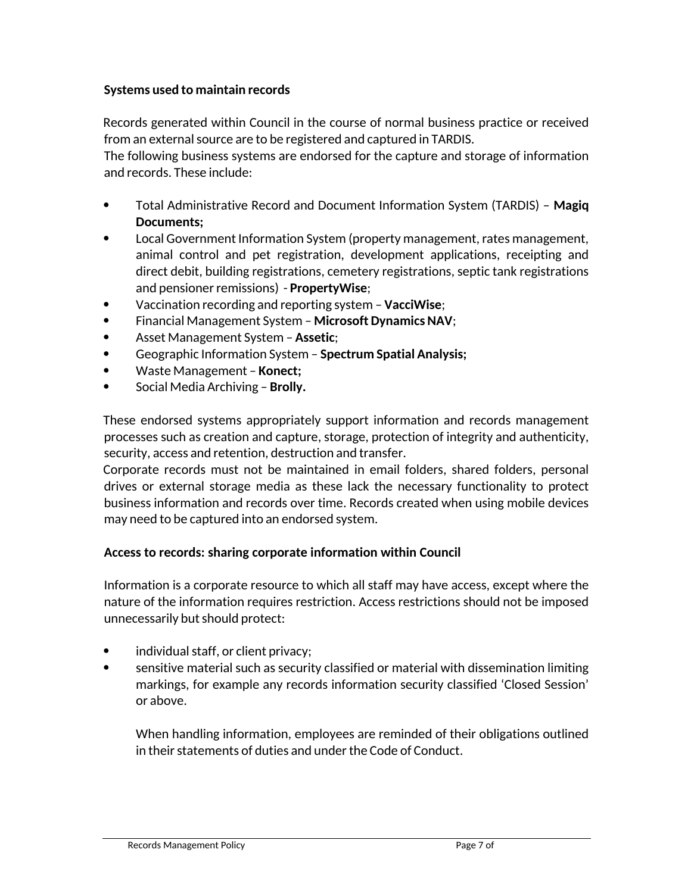**Systems used to maintain records**

Records generated within Council in the course of normal business practice or received from an external source are to be registered and captured in TARDIS.
The following business systems are endorsed for the capture and storage of information and records. These include:

- Total Administrative Record and Document Information System (TARDIS) – **Magiq Documents;**
- Local Government Information System (property management, rates management, animal control and pet registration, development applications, receipting and direct debit, building registrations, cemetery registrations, septic tank registrations and pensioner remissions) - **PropertyWise**;
- Vaccination recording and reporting system – **VacciWise**;
- Financial Management System – **Microsoft Dynamics NAV**;
- Asset Management System – **Assetic**;
- Geographic Information System – **Spectrum Spatial Analysis;**
- Waste Management – **Konect;**
- Social Media Archiving – **Brolly.**

These endorsed systems appropriately support information and records management processes such as creation and capture, storage, protection of integrity and authenticity, security, access and retention, destruction and transfer.
Corporate records must not be maintained in email folders, shared folders, personal drives or external storage media as these lack the necessary functionality to protect business information and records over time. Records created when using mobile devices may need to be captured into an endorsed system.

**Access to records: sharing corporate information within Council**

Information is a corporate resource to which all staff may have access, except where the nature of the information requires restriction. Access restrictions should not be imposed unnecessarily but should protect:

- individual staff, or client privacy;
- sensitive material such as security classified or material with dissemination limiting markings, for example any records information security classified 'Closed Session' or above.

  When handling information, employees are reminded of their obligations outlined in their statements of duties and under the Code of Conduct.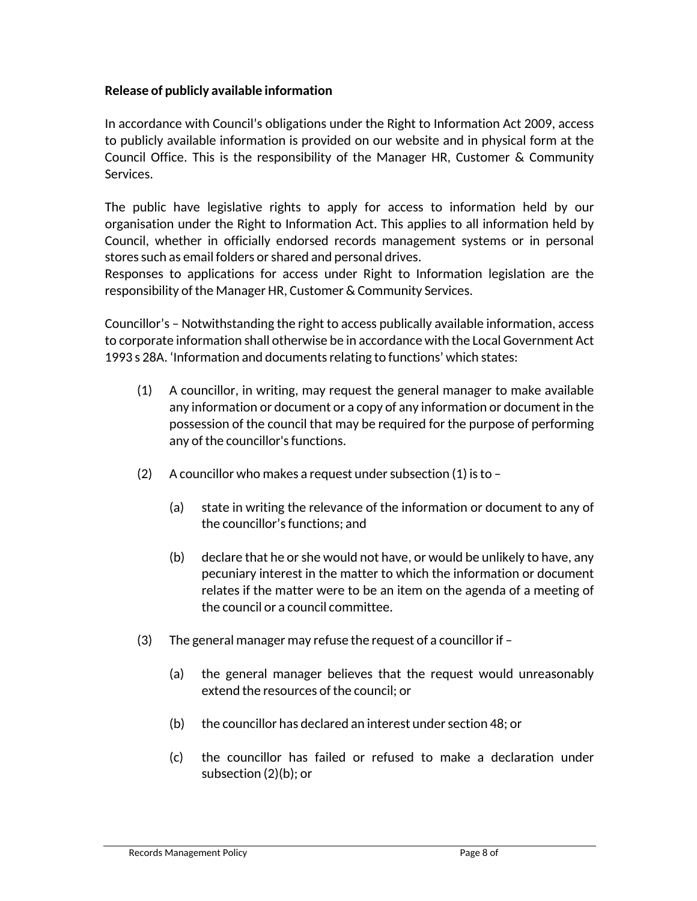**Release of publicly available information**

In accordance with Council's obligations under the Right to Information Act 2009, access to publicly available information is provided on our website and in physical form at the Council Office. This is the responsibility of the Manager HR, Customer & Community Services.

The public have legislative rights to apply for access to information held by our organisation under the Right to Information Act. This applies to all information held by Council, whether in officially endorsed records management systems or in personal stores such as email folders or shared and personal drives.
Responses to applications for access under Right to Information legislation are the responsibility of the Manager HR, Customer & Community Services.

Councillor's – Notwithstanding the right to access publically available information, access to corporate information shall otherwise be in accordance with the Local Government Act 1993 s 28A. 'Information and documents relating to functions' which states:

(1) A councillor, in writing, may request the general manager to make available any information or document or a copy of any information or document in the possession of the council that may be required for the purpose of performing any of the councillor's functions.

(2) A councillor who makes a request under subsection (1) is to –

  (a) state in writing the relevance of the information or document to any of the councillor's functions; and

  (b) declare that he or she would not have, or would be unlikely to have, any pecuniary interest in the matter to which the information or document relates if the matter were to be an item on the agenda of a meeting of the council or a council committee.

(3) The general manager may refuse the request of a councillor if –

  (a) the general manager believes that the request would unreasonably extend the resources of the council; or

  (b) the councillor has declared an interest under section 48; or

  (c) the councillor has failed or refused to make a declaration under subsection (2)(b); or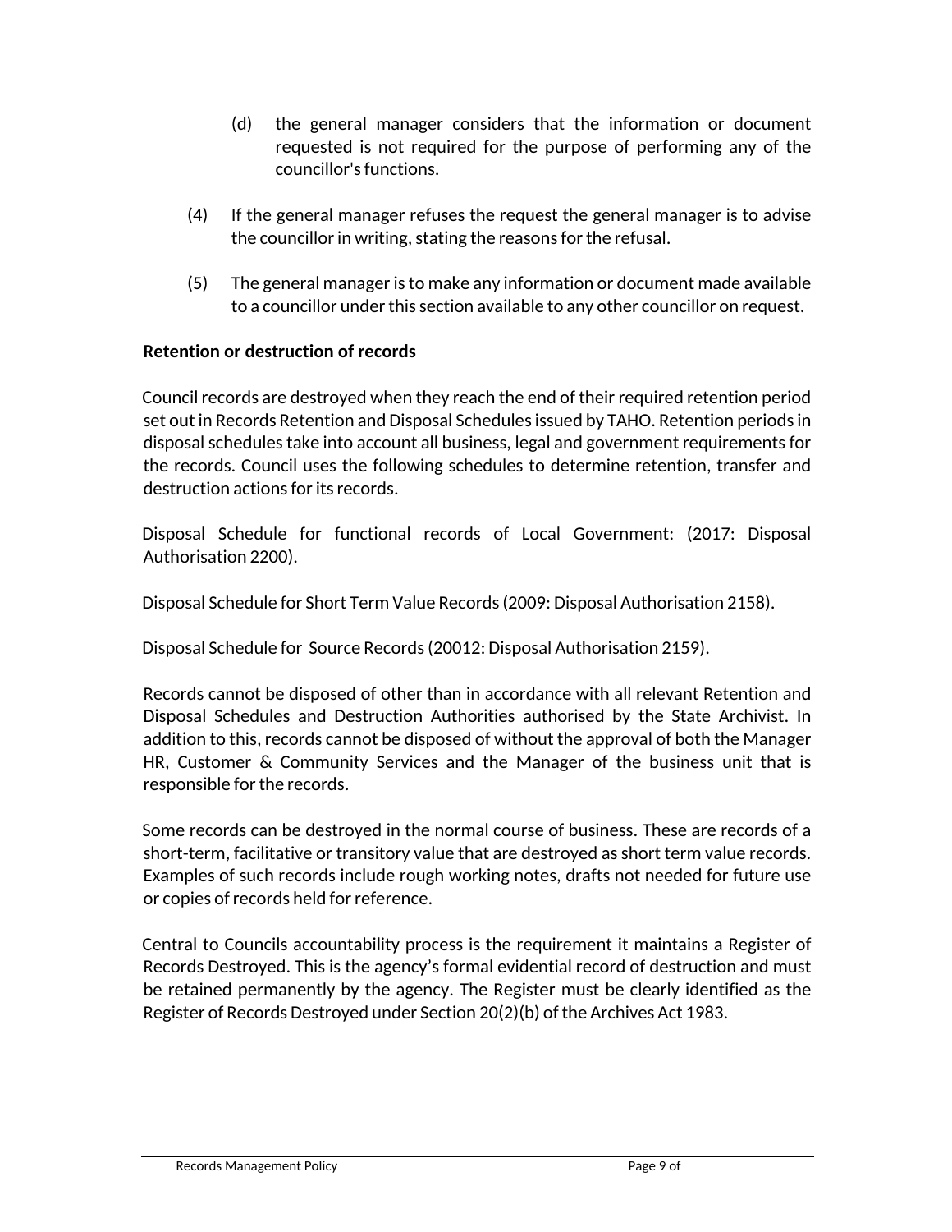(d) the general manager considers that the information or document requested is not required for the purpose of performing any of the councillor's functions.

(4) If the general manager refuses the request the general manager is to advise the councillor in writing, stating the reasons for the refusal.

(5) The general manager is to make any information or document made available to a councillor under this section available to any other councillor on request.

**Retention or destruction of records**

Council records are destroyed when they reach the end of their required retention period set out in Records Retention and Disposal Schedules issued by TAHO. Retention periods in disposal schedules take into account all business, legal and government requirements for the records. Council uses the following schedules to determine retention, transfer and destruction actions for its records.

Disposal Schedule for functional records of Local Government: (2017: Disposal Authorisation 2200).

Disposal Schedule for Short Term Value Records (2009: Disposal Authorisation 2158).

Disposal Schedule for  Source Records (20012: Disposal Authorisation 2159).

Records cannot be disposed of other than in accordance with all relevant Retention and Disposal Schedules and Destruction Authorities authorised by the State Archivist. In addition to this, records cannot be disposed of without the approval of both the Manager HR, Customer & Community Services and the Manager of the business unit that is responsible for the records.

Some records can be destroyed in the normal course of business. These are records of a short-term, facilitative or transitory value that are destroyed as short term value records. Examples of such records include rough working notes, drafts not needed for future use or copies of records held for reference.

Central to Councils accountability process is the requirement it maintains a Register of Records Destroyed. This is the agency's formal evidential record of destruction and must be retained permanently by the agency. The Register must be clearly identified as the Register of Records Destroyed under Section 20(2)(b) of the Archives Act 1983.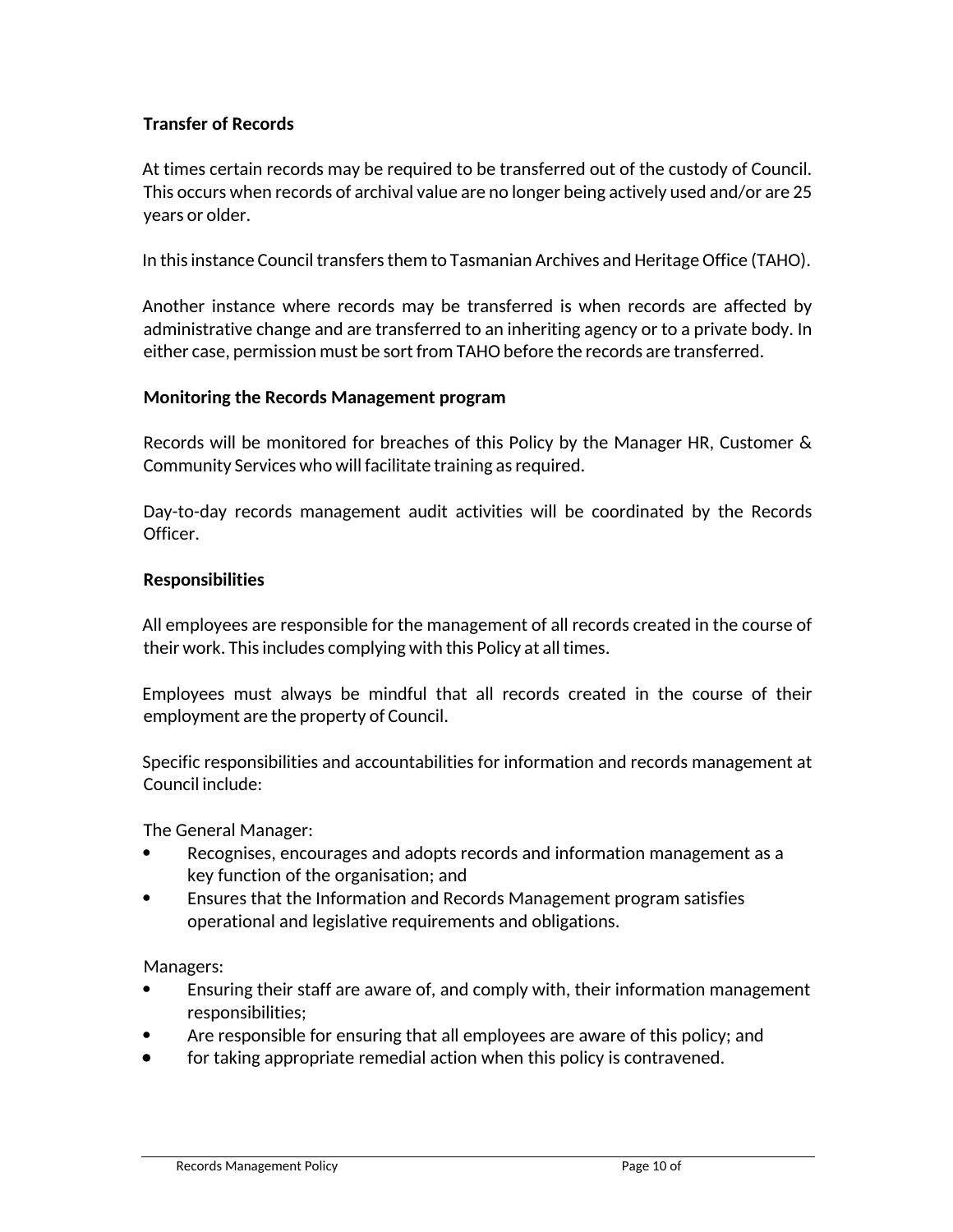**Transfer of Records**

At times certain records may be required to be transferred out of the custody of Council. This occurs when records of archival value are no longer being actively used and/or are 25 years or older.

In this instance Council transfers them to Tasmanian Archives and Heritage Office (TAHO).

Another instance where records may be transferred is when records are affected by administrative change and are transferred to an inheriting agency or to a private body. In either case, permission must be sort from TAHO before the records are transferred.

**Monitoring the Records Management program**

Records will be monitored for breaches of this Policy by the Manager HR, Customer & Community Services who will facilitate training as required.

Day-to-day records management audit activities will be coordinated by the Records Officer.

**Responsibilities**

All employees are responsible for the management of all records created in the course of their work. This includes complying with this Policy at all times.

Employees must always be mindful that all records created in the course of their employment are the property of Council.

Specific responsibilities and accountabilities for information and records management at Council include:

The General Manager:

- Recognises, encourages and adopts records and information management as a key function of the organisation; and
- Ensures that the Information and Records Management program satisfies operational and legislative requirements and obligations.

Managers:

- Ensuring their staff are aware of, and comply with, their information management responsibilities;
- Are responsible for ensuring that all employees are aware of this policy; and
- for taking appropriate remedial action when this policy is contravened.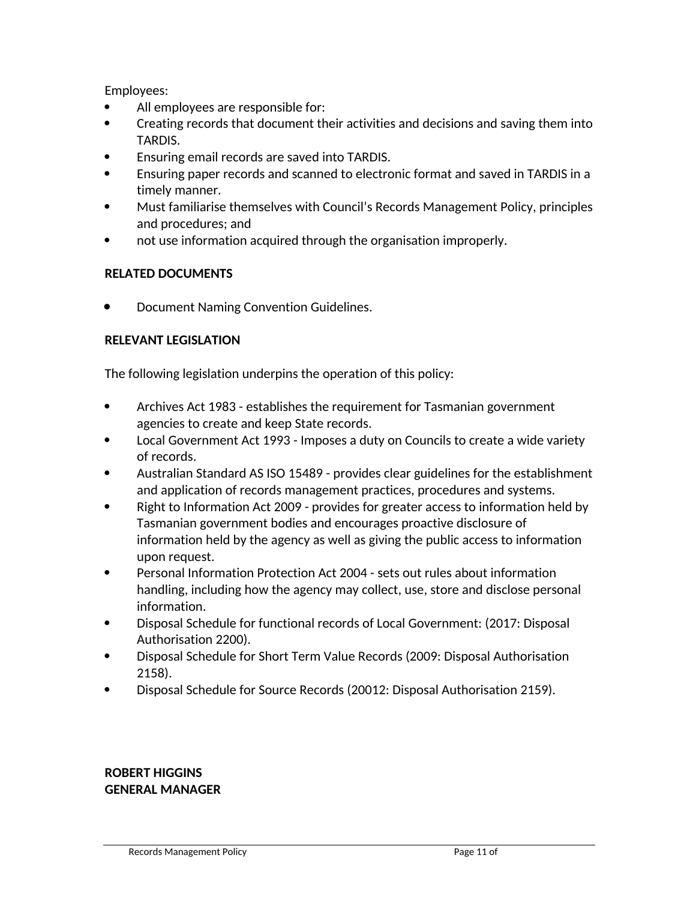Employees:

- All employees are responsible for:
- Creating records that document their activities and decisions and saving them into TARDIS.
- Ensuring email records are saved into TARDIS.
- Ensuring paper records and scanned to electronic format and saved in TARDIS in a timely manner.
- Must familiarise themselves with Council's Records Management Policy, principles and procedures; and
- not use information acquired through the organisation improperly.

**RELATED DOCUMENTS**

- Document Naming Convention Guidelines.

**RELEVANT LEGISLATION**

The following legislation underpins the operation of this policy:

- Archives Act 1983 - establishes the requirement for Tasmanian government agencies to create and keep State records.
- Local Government Act 1993 - Imposes a duty on Councils to create a wide variety of records.
- Australian Standard AS ISO 15489 - provides clear guidelines for the establishment and application of records management practices, procedures and systems.
- Right to Information Act 2009 - provides for greater access to information held by Tasmanian government bodies and encourages proactive disclosure of information held by the agency as well as giving the public access to information upon request.
- Personal Information Protection Act 2004 - sets out rules about information handling, including how the agency may collect, use, store and disclose personal information.
- Disposal Schedule for functional records of Local Government: (2017: Disposal Authorisation 2200).
- Disposal Schedule for Short Term Value Records (2009: Disposal Authorisation 2158).
- Disposal Schedule for Source Records (20012: Disposal Authorisation 2159).

**ROBERT HIGGINS**
**GENERAL MANAGER**